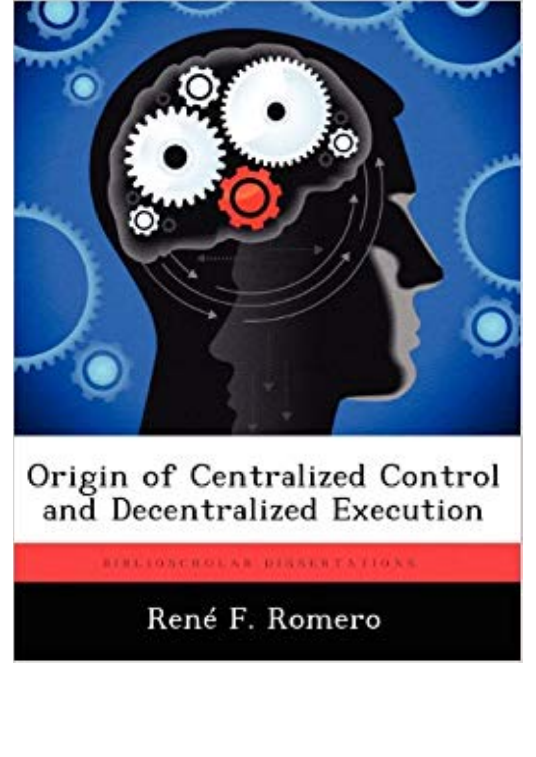# Origin of Centralized Control and Decentralized Execution

BIBLIOSCHOLAR DISSERTATIONS

René F. Romero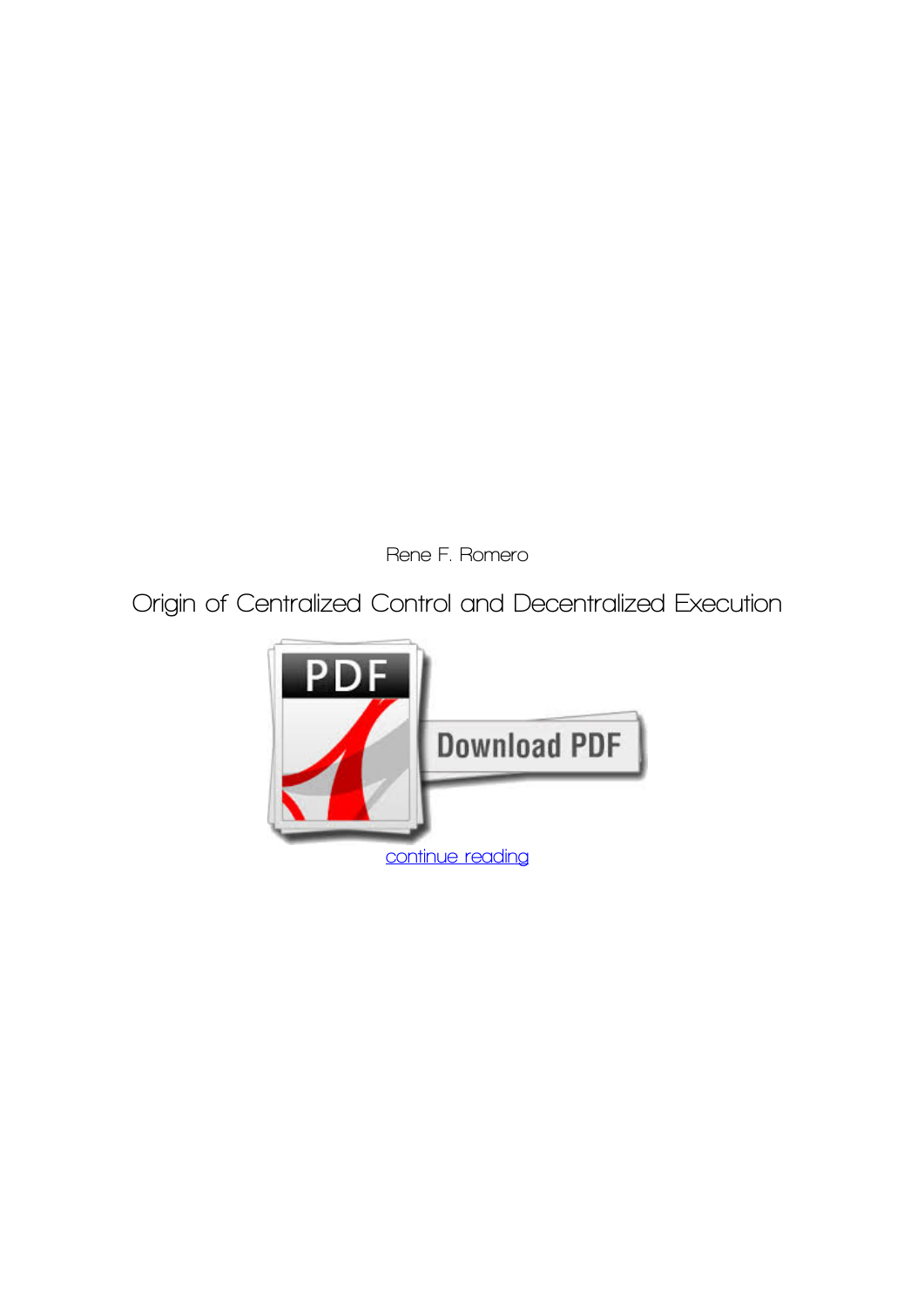Rene F. Romero

Origin of Centralized Control and Decentralized Execution

continue reading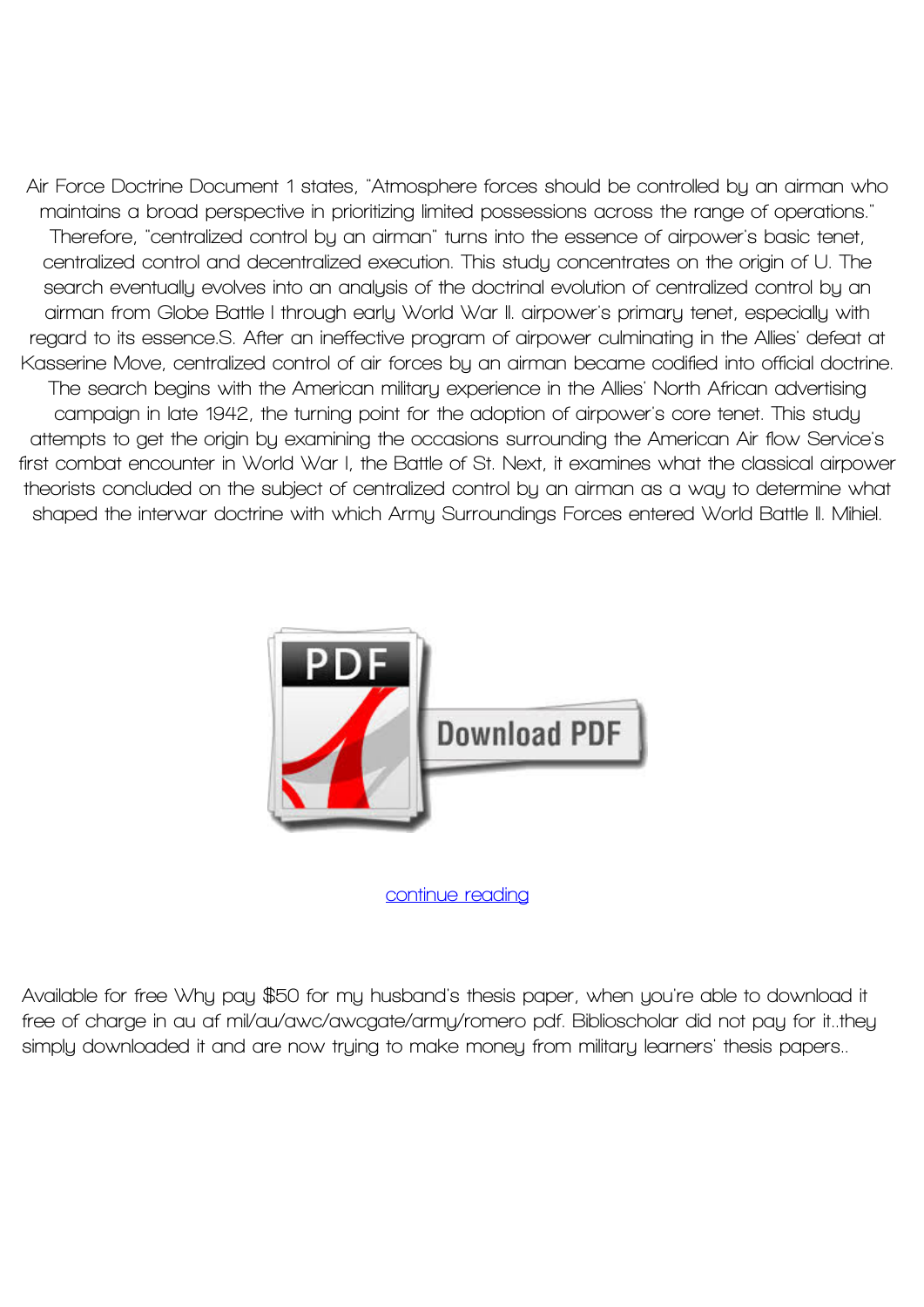Air Force Doctrine Document 1 states, "Atmosphere forces should be controlled by an airman who maintains a broad perspective in prioritizing limited possessions across the range of operations." Therefore, "centralized control by an airman" turns into the essence of airpower's basic tenet, centralized control and decentralized execution. This study concentrates on the origin of U. The search eventually evolves into an analysis of the doctrinal evolution of centralized control by an airman from Globe Battle I through early World War II. airpower's primary tenet, especially with regard to its essence.S. After an ineffective program of airpower culminating in the Allies' defeat at Kasserine Move, centralized control of air forces by an airman became codified into official doctrine. The search begins with the American military experience in the Allies' North African advertising campaign in late 1942, the turning point for the adoption of airpower's core tenet. This study attempts to get the origin by examining the occasions surrounding the American Air flow Service's first combat encounter in World War I, the Battle of St. Next, it examines what the classical airpower theorists concluded on the subject of centralized control by an airman as a way to determine what shaped the interwar doctrine with which Army Surroundings Forces entered World Battle II. Mihiel.

continue reading

Available for free Why pay $50 for my husband's thesis paper, when you're able to download it free of charge in au af mil/au/awc/awcgate/army/romero pdf. Biblioscholar did not pay for it..they simply downloaded it and are now trying to make money from military learners' thesis papers..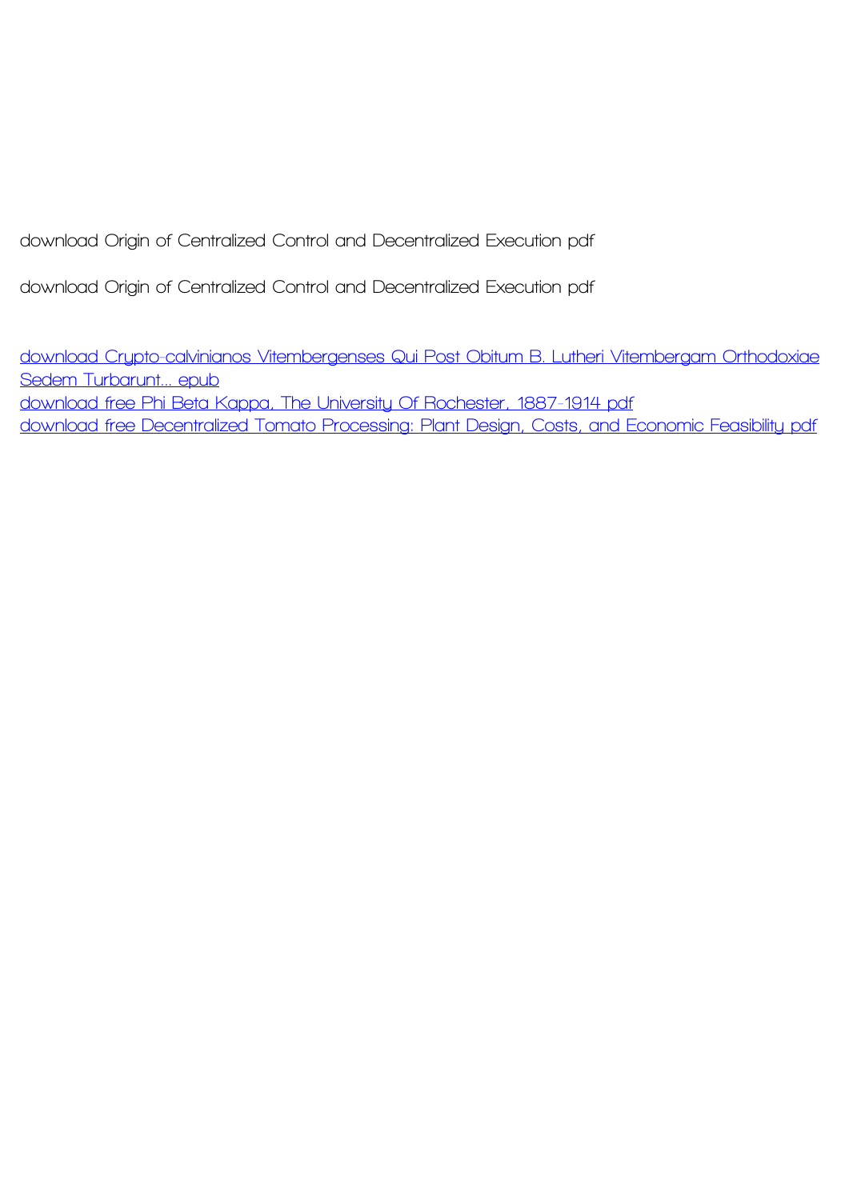download Origin of Centralized Control and Decentralized Execution pdf

download Origin of Centralized Control and Decentralized Execution pdf

download Crypto-calvinianos Vitembergenses Qui Post Obitum B. Lutheri Vitembergam Orthodoxiae Sedem Turbarunt... epub
download free Phi Beta Kappa, The University Of Rochester, 1887-1914 pdf
download free Decentralized Tomato Processing: Plant Design, Costs, and Economic Feasibility pdf